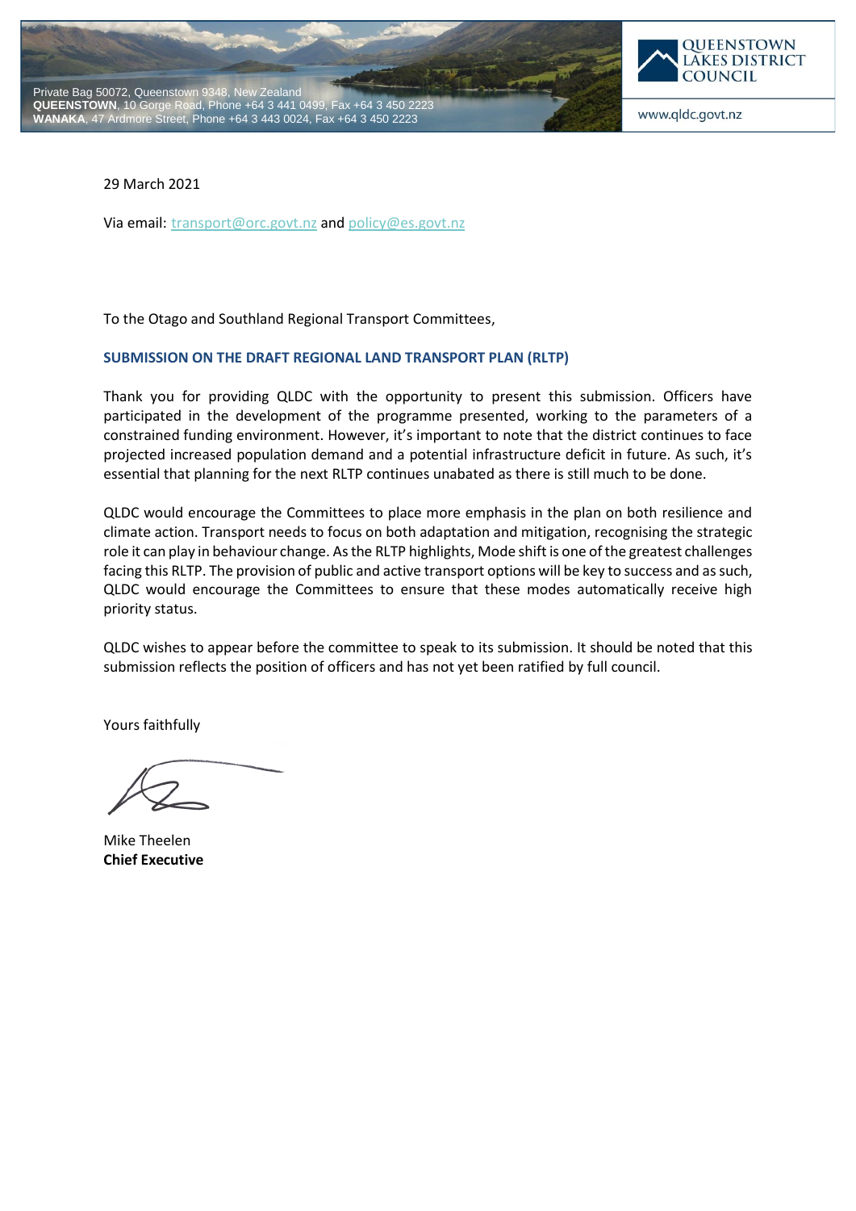Private Bag 50072, Queenstown 9348, New Zealand
**QUEENSTOWN**, 10 Gorge Road, Phone +64 3 441 0499, Fax +64 3 450 2223
**WANAKA**, 47 Ardmore Street, Phone +64 3 443 0024, Fax +64 3 450 2223

**QUEENSTOWN LAKES DISTRICT COUNCIL**

www.qldc.govt.nz

29 March 2021

Via email: transport@orc.govt.nz and policy@es.govt.nz

To the Otago and Southland Regional Transport Committees,

## SUBMISSION ON THE DRAFT REGIONAL LAND TRANSPORT PLAN (RLTP)

Thank you for providing QLDC with the opportunity to present this submission. Officers have participated in the development of the programme presented, working to the parameters of a constrained funding environment. However, it's important to note that the district continues to face projected increased population demand and a potential infrastructure deficit in future. As such, it's essential that planning for the next RLTP continues unabated as there is still much to be done.

QLDC would encourage the Committees to place more emphasis in the plan on both resilience and climate action. Transport needs to focus on both adaptation and mitigation, recognising the strategic role it can play in behaviour change. As the RLTP highlights, Mode shift is one of the greatest challenges facing this RLTP. The provision of public and active transport options will be key to success and as such, QLDC would encourage the Committees to ensure that these modes automatically receive high priority status.

QLDC wishes to appear before the committee to speak to its submission. It should be noted that this submission reflects the position of officers and has not yet been ratified by full council.

Yours faithfully

Mike Theelen
**Chief Executive**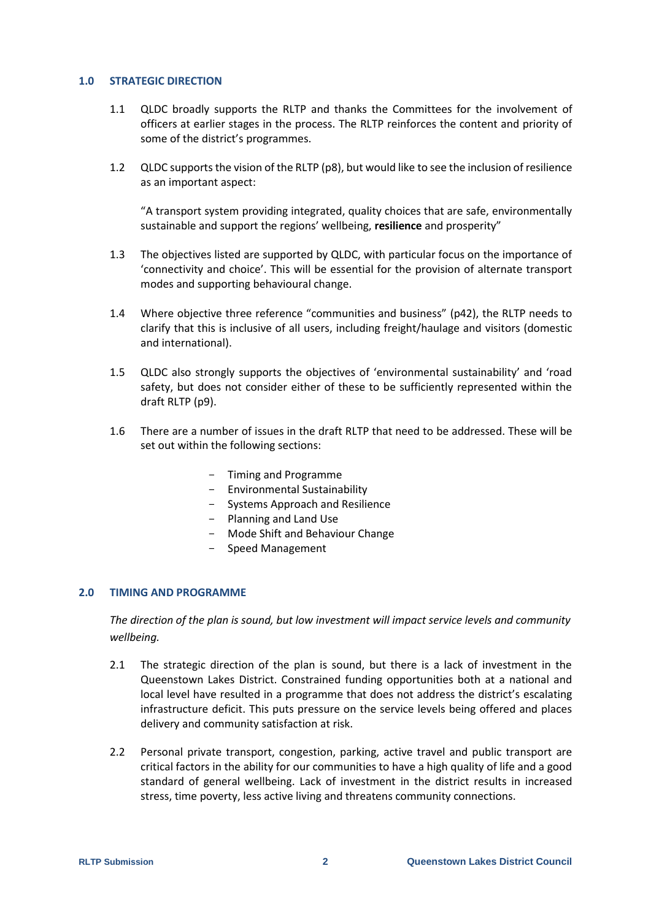## 1.0 STRATEGIC DIRECTION

1.1 QLDC broadly supports the RLTP and thanks the Committees for the involvement of officers at earlier stages in the process. The RLTP reinforces the content and priority of some of the district's programmes.

1.2 QLDC supports the vision of the RLTP (p8), but would like to see the inclusion of resilience as an important aspect:

"A transport system providing integrated, quality choices that are safe, environmentally sustainable and support the regions' wellbeing, **resilience** and prosperity"

1.3 The objectives listed are supported by QLDC, with particular focus on the importance of 'connectivity and choice'. This will be essential for the provision of alternate transport modes and supporting behavioural change.

1.4 Where objective three reference "communities and business" (p42), the RLTP needs to clarify that this is inclusive of all users, including freight/haulage and visitors (domestic and international).

1.5 QLDC also strongly supports the objectives of 'environmental sustainability' and 'road safety, but does not consider either of these to be sufficiently represented within the draft RLTP (p9).

1.6 There are a number of issues in the draft RLTP that need to be addressed. These will be set out within the following sections:

- Timing and Programme
- Environmental Sustainability
- Systems Approach and Resilience
- Planning and Land Use
- Mode Shift and Behaviour Change
- Speed Management

## 2.0 TIMING AND PROGRAMME

*The direction of the plan is sound, but low investment will impact service levels and community wellbeing.*

2.1 The strategic direction of the plan is sound, but there is a lack of investment in the Queenstown Lakes District. Constrained funding opportunities both at a national and local level have resulted in a programme that does not address the district's escalating infrastructure deficit. This puts pressure on the service levels being offered and places delivery and community satisfaction at risk.

2.2 Personal private transport, congestion, parking, active travel and public transport are critical factors in the ability for our communities to have a high quality of life and a good standard of general wellbeing. Lack of investment in the district results in increased stress, time poverty, less active living and threatens community connections.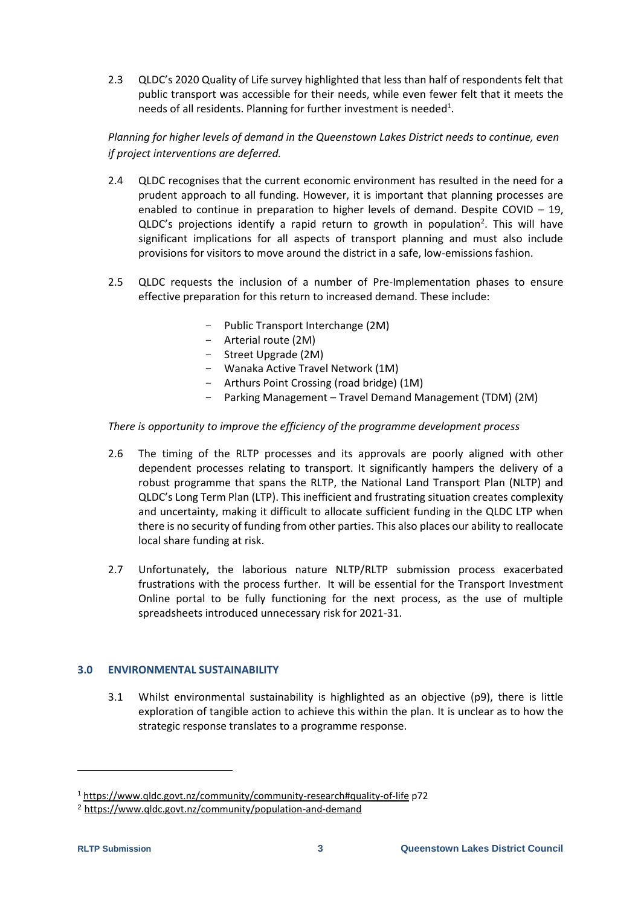2.3 QLDC's 2020 Quality of Life survey highlighted that less than half of respondents felt that public transport was accessible for their needs, while even fewer felt that it meets the needs of all residents. Planning for further investment is needed[1].

*Planning for higher levels of demand in the Queenstown Lakes District needs to continue, even if project interventions are deferred.*

2.4 QLDC recognises that the current economic environment has resulted in the need for a prudent approach to all funding. However, it is important that planning processes are enabled to continue in preparation to higher levels of demand. Despite COVID – 19, QLDC's projections identify a rapid return to growth in population[2]. This will have significant implications for all aspects of transport planning and must also include provisions for visitors to move around the district in a safe, low-emissions fashion.

2.5 QLDC requests the inclusion of a number of Pre-Implementation phases to ensure effective preparation for this return to increased demand. These include:

- Public Transport Interchange (2M)
- Arterial route (2M)
- Street Upgrade (2M)
- Wanaka Active Travel Network (1M)
- Arthurs Point Crossing (road bridge) (1M)
- Parking Management – Travel Demand Management (TDM) (2M)

*There is opportunity to improve the efficiency of the programme development process*

2.6 The timing of the RLTP processes and its approvals are poorly aligned with other dependent processes relating to transport. It significantly hampers the delivery of a robust programme that spans the RLTP, the National Land Transport Plan (NLTP) and QLDC's Long Term Plan (LTP). This inefficient and frustrating situation creates complexity and uncertainty, making it difficult to allocate sufficient funding in the QLDC LTP when there is no security of funding from other parties. This also places our ability to reallocate local share funding at risk.

2.7 Unfortunately, the laborious nature NLTP/RLTP submission process exacerbated frustrations with the process further. It will be essential for the Transport Investment Online portal to be fully functioning for the next process, as the use of multiple spreadsheets introduced unnecessary risk for 2021-31.

## 3.0 ENVIRONMENTAL SUSTAINABILITY

3.1 Whilst environmental sustainability is highlighted as an objective (p9), there is little exploration of tangible action to achieve this within the plan. It is unclear as to how the strategic response translates to a programme response.

---

[1] https://www.qldc.govt.nz/community/community-research#quality-of-life p72

[2] https://www.qldc.govt.nz/community/population-and-demand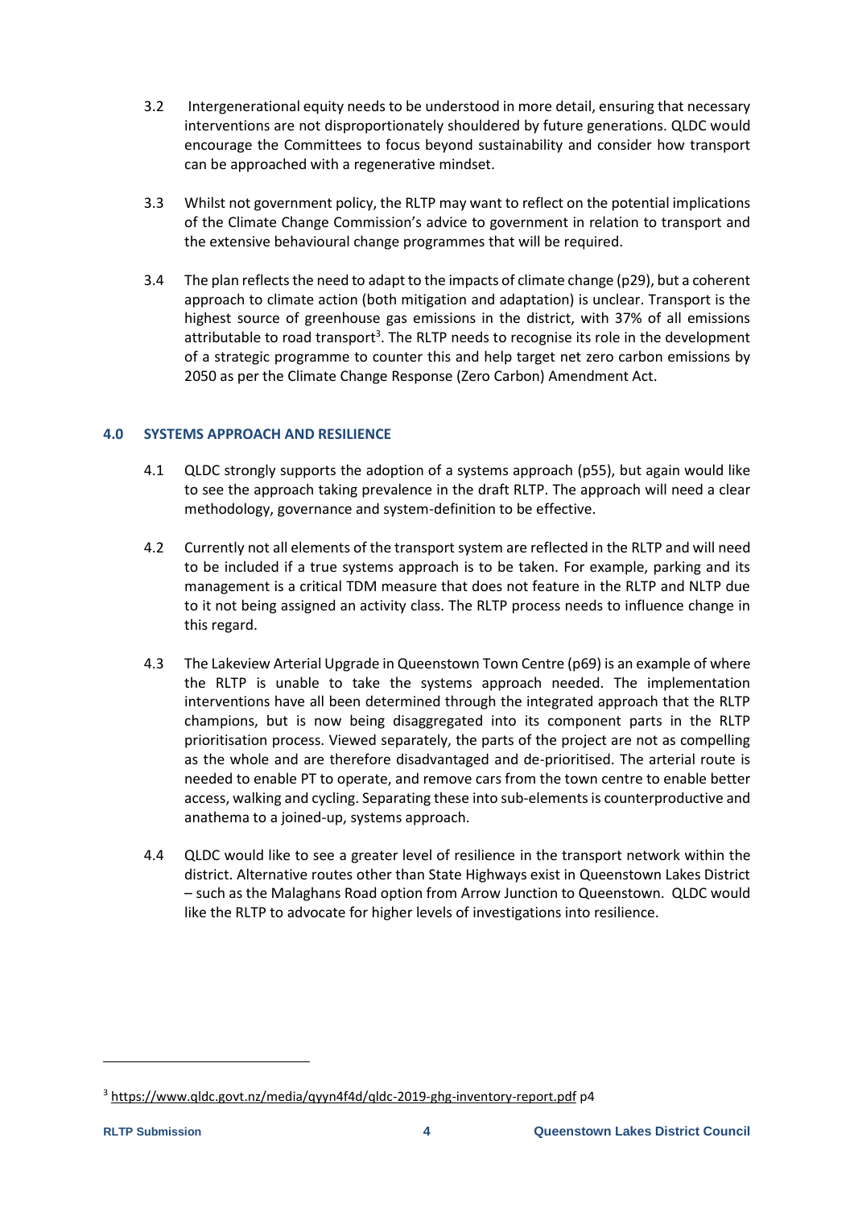3.2 Intergenerational equity needs to be understood in more detail, ensuring that necessary interventions are not disproportionately shouldered by future generations. QLDC would encourage the Committees to focus beyond sustainability and consider how transport can be approached with a regenerative mindset.

3.3 Whilst not government policy, the RLTP may want to reflect on the potential implications of the Climate Change Commission's advice to government in relation to transport and the extensive behavioural change programmes that will be required.

3.4 The plan reflects the need to adapt to the impacts of climate change (p29), but a coherent approach to climate action (both mitigation and adaptation) is unclear. Transport is the highest source of greenhouse gas emissions in the district, with 37% of all emissions attributable to road transport[3]. The RLTP needs to recognise its role in the development of a strategic programme to counter this and help target net zero carbon emissions by 2050 as per the Climate Change Response (Zero Carbon) Amendment Act.

## 4.0 SYSTEMS APPROACH AND RESILIENCE

4.1 QLDC strongly supports the adoption of a systems approach (p55), but again would like to see the approach taking prevalence in the draft RLTP. The approach will need a clear methodology, governance and system-definition to be effective.

4.2 Currently not all elements of the transport system are reflected in the RLTP and will need to be included if a true systems approach is to be taken. For example, parking and its management is a critical TDM measure that does not feature in the RLTP and NLTP due to it not being assigned an activity class. The RLTP process needs to influence change in this regard.

4.3 The Lakeview Arterial Upgrade in Queenstown Town Centre (p69) is an example of where the RLTP is unable to take the systems approach needed. The implementation interventions have all been determined through the integrated approach that the RLTP champions, but is now being disaggregated into its component parts in the RLTP prioritisation process. Viewed separately, the parts of the project are not as compelling as the whole and are therefore disadvantaged and de-prioritised. The arterial route is needed to enable PT to operate, and remove cars from the town centre to enable better access, walking and cycling. Separating these into sub-elements is counterproductive and anathema to a joined-up, systems approach.

4.4 QLDC would like to see a greater level of resilience in the transport network within the district. Alternative routes other than State Highways exist in Queenstown Lakes District – such as the Malaghans Road option from Arrow Junction to Queenstown. QLDC would like the RLTP to advocate for higher levels of investigations into resilience.

---

[3] https://www.qldc.govt.nz/media/qyyn4f4d/qldc-2019-ghg-inventory-report.pdf p4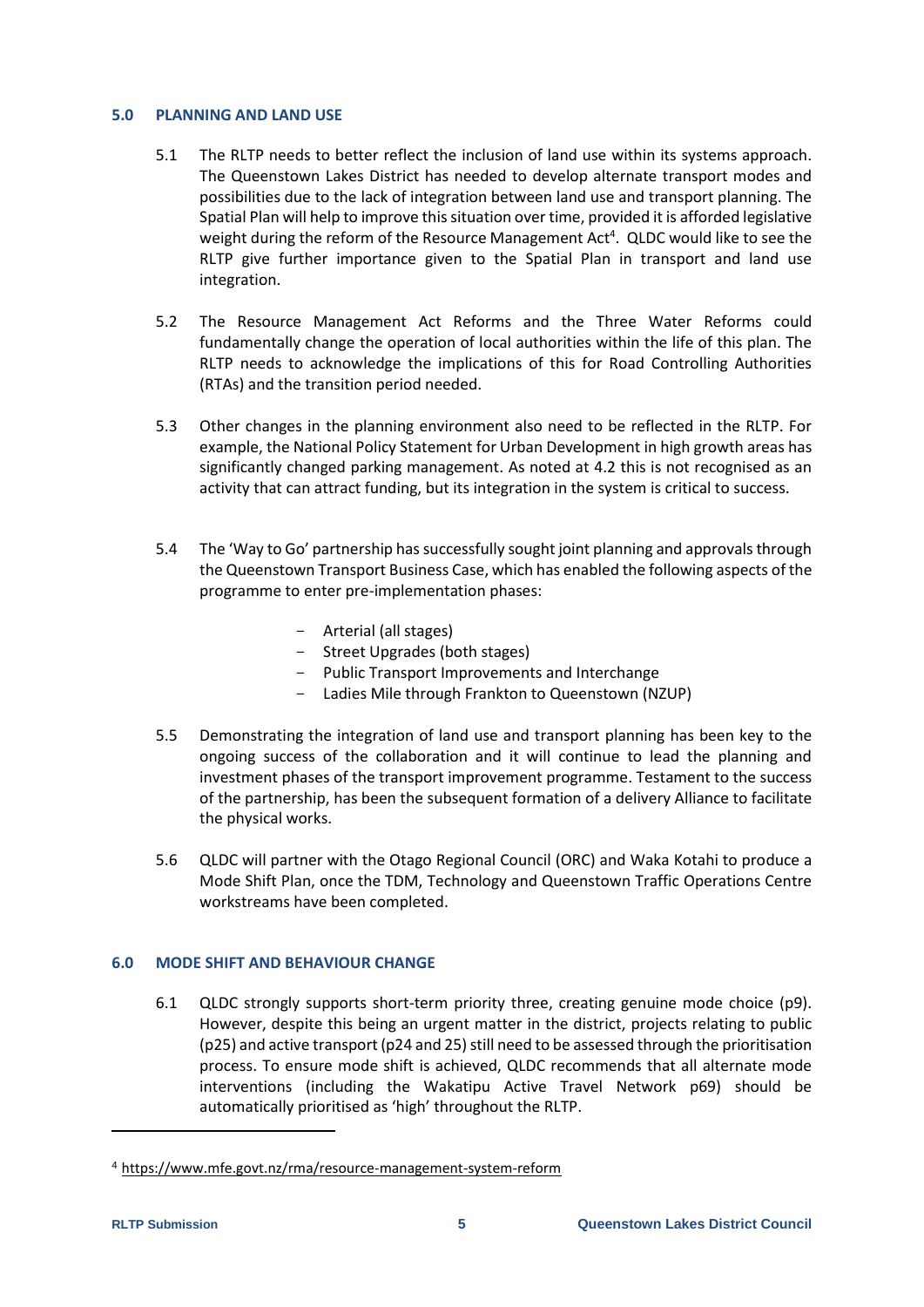## 5.0 PLANNING AND LAND USE

5.1 The RLTP needs to better reflect the inclusion of land use within its systems approach. The Queenstown Lakes District has needed to develop alternate transport modes and possibilities due to the lack of integration between land use and transport planning. The Spatial Plan will help to improve this situation over time, provided it is afforded legislative weight during the reform of the Resource Management Act[4]. QLDC would like to see the RLTP give further importance given to the Spatial Plan in transport and land use integration.

5.2 The Resource Management Act Reforms and the Three Water Reforms could fundamentally change the operation of local authorities within the life of this plan. The RLTP needs to acknowledge the implications of this for Road Controlling Authorities (RTAs) and the transition period needed.

5.3 Other changes in the planning environment also need to be reflected in the RLTP. For example, the National Policy Statement for Urban Development in high growth areas has significantly changed parking management. As noted at 4.2 this is not recognised as an activity that can attract funding, but its integration in the system is critical to success.

5.4 The 'Way to Go' partnership has successfully sought joint planning and approvals through the Queenstown Transport Business Case, which has enabled the following aspects of the programme to enter pre-implementation phases:

- Arterial (all stages)
- Street Upgrades (both stages)
- Public Transport Improvements and Interchange
- Ladies Mile through Frankton to Queenstown (NZUP)

5.5 Demonstrating the integration of land use and transport planning has been key to the ongoing success of the collaboration and it will continue to lead the planning and investment phases of the transport improvement programme. Testament to the success of the partnership, has been the subsequent formation of a delivery Alliance to facilitate the physical works.

5.6 QLDC will partner with the Otago Regional Council (ORC) and Waka Kotahi to produce a Mode Shift Plan, once the TDM, Technology and Queenstown Traffic Operations Centre workstreams have been completed.

## 6.0 MODE SHIFT AND BEHAVIOUR CHANGE

6.1 QLDC strongly supports short-term priority three, creating genuine mode choice (p9). However, despite this being an urgent matter in the district, projects relating to public (p25) and active transport (p24 and 25) still need to be assessed through the prioritisation process. To ensure mode shift is achieved, QLDC recommends that all alternate mode interventions (including the Wakatipu Active Travel Network p69) should be automatically prioritised as 'high' throughout the RLTP.

---

[4] https://www.mfe.govt.nz/rma/resource-management-system-reform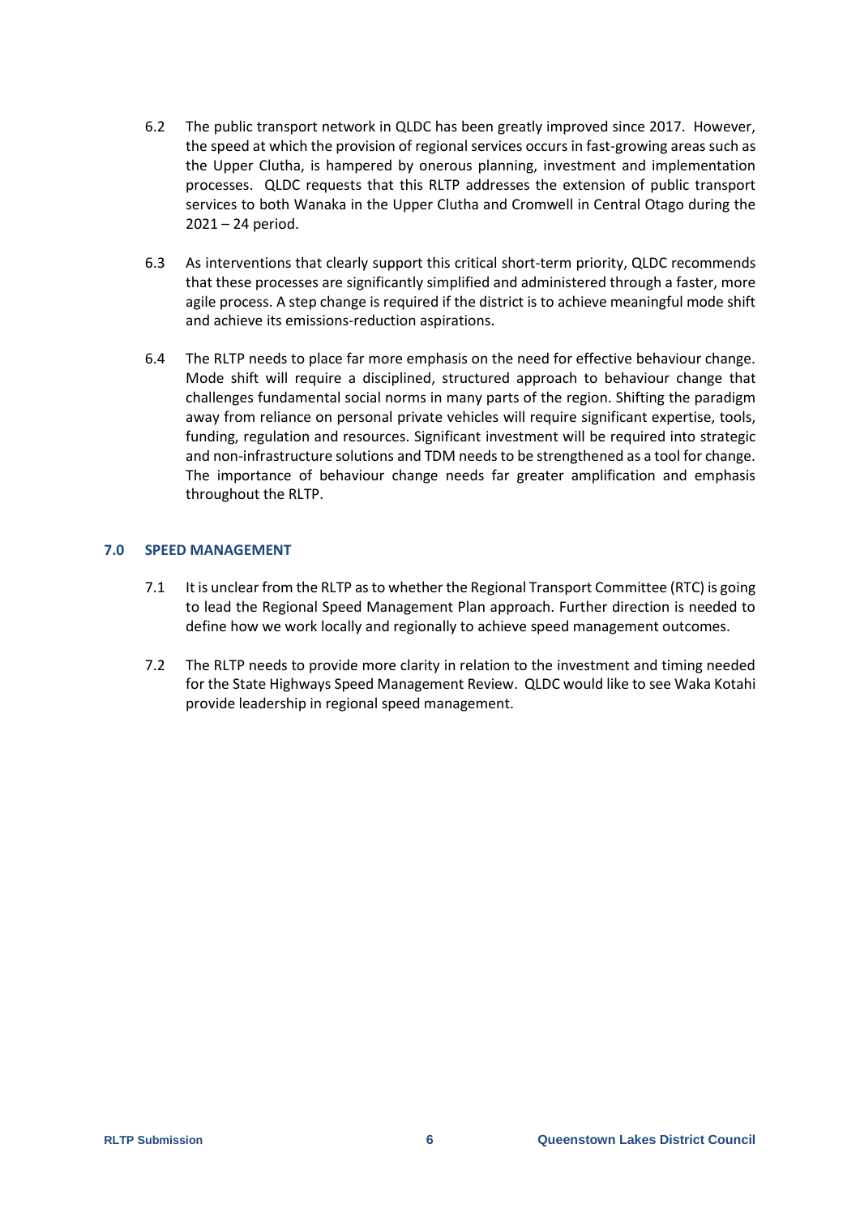6.2 The public transport network in QLDC has been greatly improved since 2017. However, the speed at which the provision of regional services occurs in fast-growing areas such as the Upper Clutha, is hampered by onerous planning, investment and implementation processes. QLDC requests that this RLTP addresses the extension of public transport services to both Wanaka in the Upper Clutha and Cromwell in Central Otago during the 2021 – 24 period.

6.3 As interventions that clearly support this critical short-term priority, QLDC recommends that these processes are significantly simplified and administered through a faster, more agile process. A step change is required if the district is to achieve meaningful mode shift and achieve its emissions-reduction aspirations.

6.4 The RLTP needs to place far more emphasis on the need for effective behaviour change. Mode shift will require a disciplined, structured approach to behaviour change that challenges fundamental social norms in many parts of the region. Shifting the paradigm away from reliance on personal private vehicles will require significant expertise, tools, funding, regulation and resources. Significant investment will be required into strategic and non-infrastructure solutions and TDM needs to be strengthened as a tool for change. The importance of behaviour change needs far greater amplification and emphasis throughout the RLTP.

## 7.0 SPEED MANAGEMENT

7.1 It is unclear from the RLTP as to whether the Regional Transport Committee (RTC) is going to lead the Regional Speed Management Plan approach. Further direction is needed to define how we work locally and regionally to achieve speed management outcomes.

7.2 The RLTP needs to provide more clarity in relation to the investment and timing needed for the State Highways Speed Management Review. QLDC would like to see Waka Kotahi provide leadership in regional speed management.